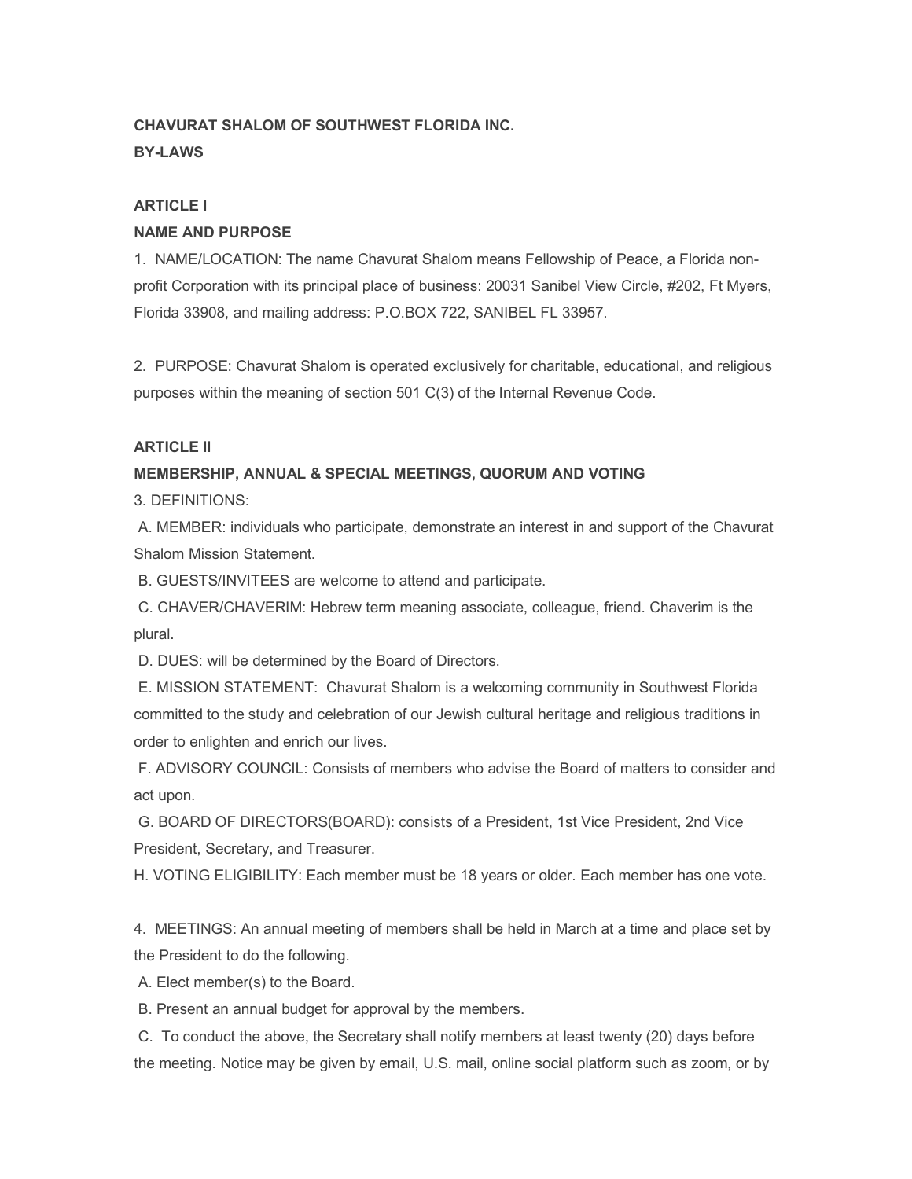**CHAVURAT SHALOM OF SOUTHWEST FLORIDA INC.**

**BY-LAWS**

**ARTICLE I**

**NAME AND PURPOSE**

1. NAME/LOCATION: The name Chavurat Shalom means Fellowship of Peace, a Florida non-profit Corporation with its principal place of business: 20031 Sanibel View Circle, #202, Ft Myers, Florida 33908, and mailing address: P.O.BOX 722, SANIBEL FL 33957.

2. PURPOSE: Chavurat Shalom is operated exclusively for charitable, educational, and religious purposes within the meaning of section 501 C(3) of the Internal Revenue Code.

**ARTICLE II**

**MEMBERSHIP, ANNUAL & SPECIAL MEETINGS, QUORUM AND VOTING**

3. DEFINITIONS:

A. MEMBER: individuals who participate, demonstrate an interest in and support of the Chavurat Shalom Mission Statement.

B. GUESTS/INVITEES are welcome to attend and participate.

C. CHAVER/CHAVERIM: Hebrew term meaning associate, colleague, friend. Chaverim is the plural.

D. DUES: will be determined by the Board of Directors.

E. MISSION STATEMENT: Chavurat Shalom is a welcoming community in Southwest Florida committed to the study and celebration of our Jewish cultural heritage and religious traditions in order to enlighten and enrich our lives.

F. ADVISORY COUNCIL: Consists of members who advise the Board of matters to consider and act upon.

G. BOARD OF DIRECTORS(BOARD): consists of a President, 1st Vice President, 2nd Vice President, Secretary, and Treasurer.

H. VOTING ELIGIBILITY: Each member must be 18 years or older. Each member has one vote.

4. MEETINGS: An annual meeting of members shall be held in March at a time and place set by the President to do the following.

A. Elect member(s) to the Board.

B. Present an annual budget for approval by the members.

C. To conduct the above, the Secretary shall notify members at least twenty (20) days before the meeting. Notice may be given by email, U.S. mail, online social platform such as zoom, or by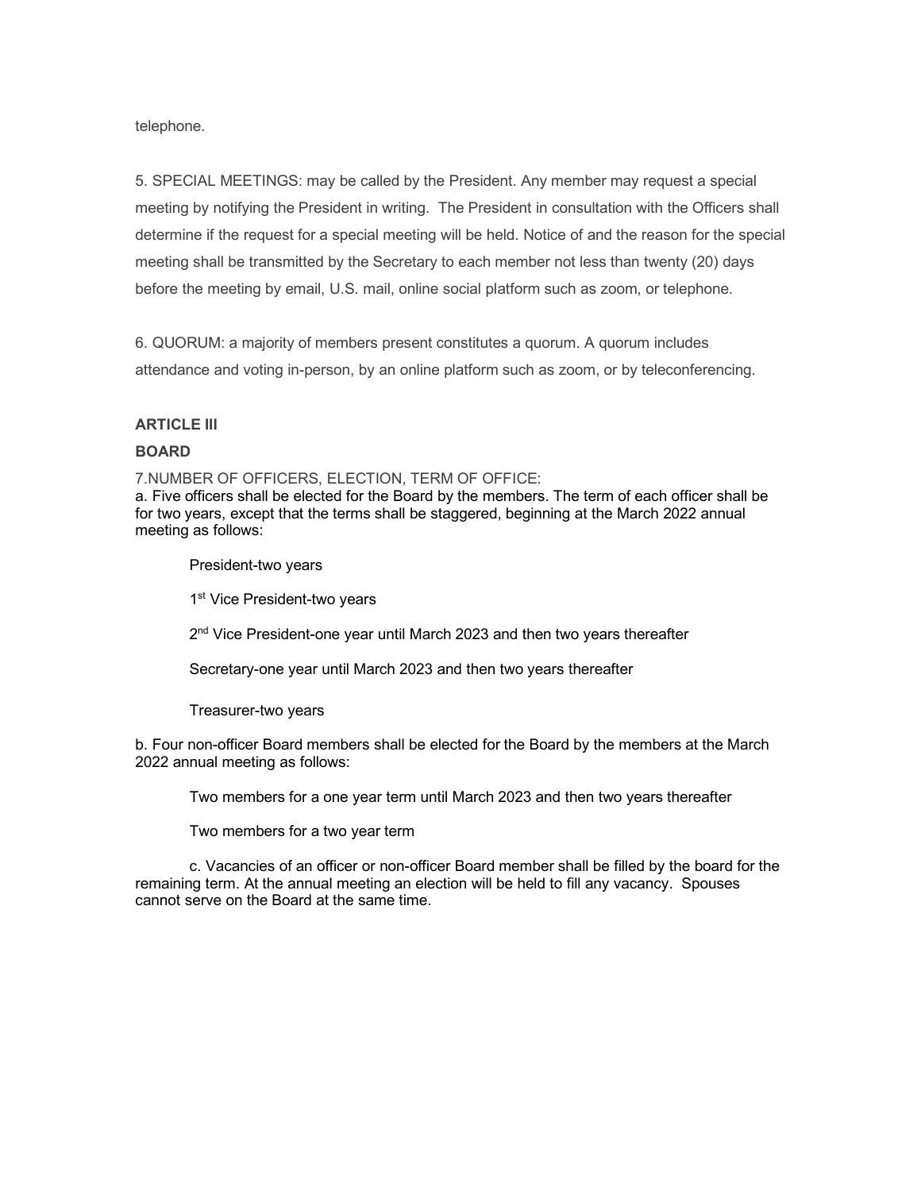telephone.

5. SPECIAL MEETINGS: may be called by the President. Any member may request a special meeting by notifying the President in writing. The President in consultation with the Officers shall determine if the request for a special meeting will be held. Notice of and the reason for the special meeting shall be transmitted by the Secretary to each member not less than twenty (20) days before the meeting by email, U.S. mail, online social platform such as zoom, or telephone.

6. QUORUM: a majority of members present constitutes a quorum. A quorum includes attendance and voting in-person, by an online platform such as zoom, or by teleconferencing.

**ARTICLE III**

**BOARD**

7.NUMBER OF OFFICERS, ELECTION, TERM OF OFFICE:

a. Five officers shall be elected for the Board by the members. The term of each officer shall be for two years, except that the terms shall be staggered, beginning at the March 2022 annual meeting as follows:

President-two years

1st Vice President-two years

2nd Vice President-one year until March 2023 and then two years thereafter

Secretary-one year until March 2023 and then two years thereafter

Treasurer-two years

b. Four non-officer Board members shall be elected for the Board by the members at the March 2022 annual meeting as follows:

Two members for a one year term until March 2023 and then two years thereafter

Two members for a two year term

c. Vacancies of an officer or non-officer Board member shall be filled by the board for the remaining term. At the annual meeting an election will be held to fill any vacancy. Spouses cannot serve on the Board at the same time.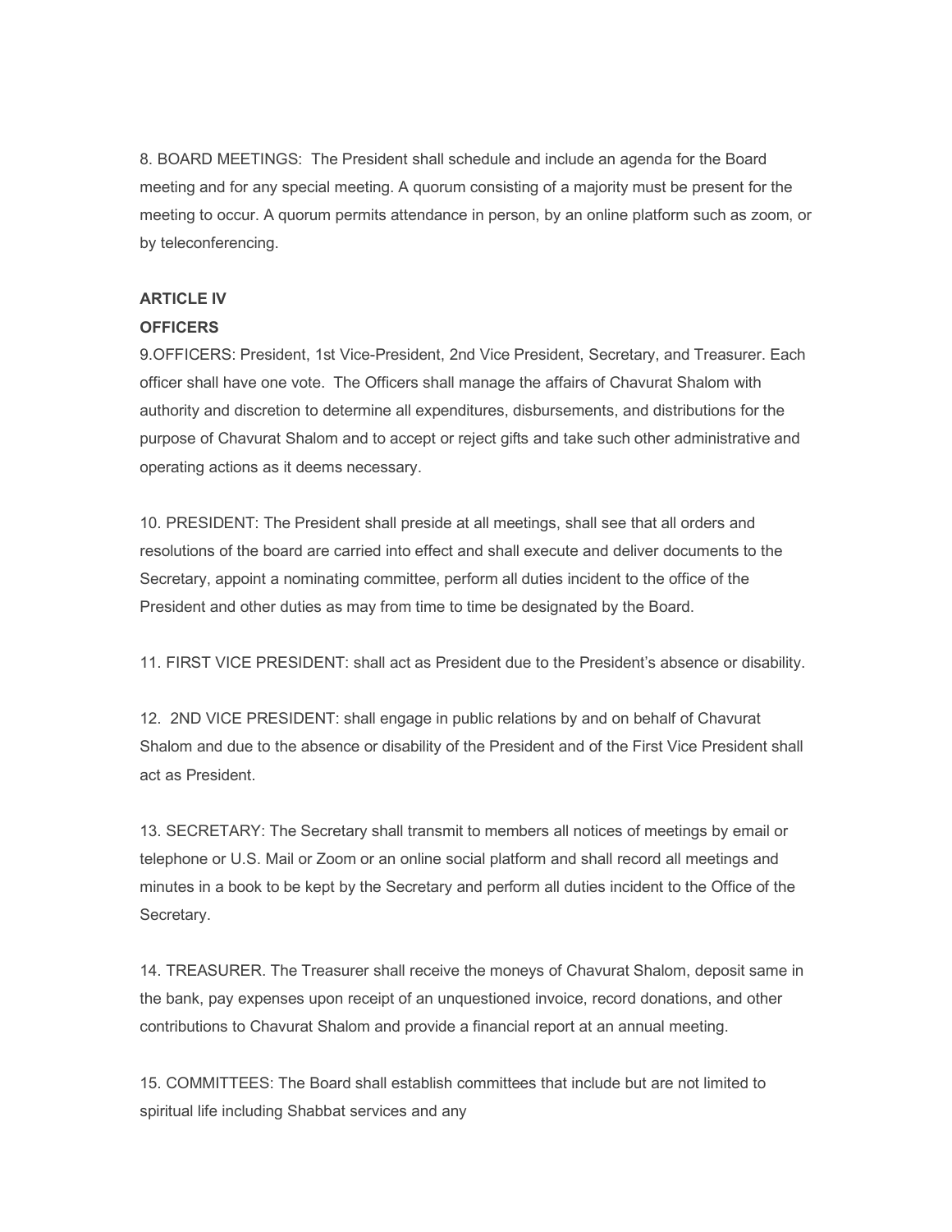8. BOARD MEETINGS: The President shall schedule and include an agenda for the Board meeting and for any special meeting. A quorum consisting of a majority must be present for the meeting to occur. A quorum permits attendance in person, by an online platform such as zoom, or by teleconferencing.

## ARTICLE IV

## OFFICERS

9.OFFICERS: President, 1st Vice-President, 2nd Vice President, Secretary, and Treasurer. Each officer shall have one vote. The Officers shall manage the affairs of Chavurat Shalom with authority and discretion to determine all expenditures, disbursements, and distributions for the purpose of Chavurat Shalom and to accept or reject gifts and take such other administrative and operating actions as it deems necessary.

10. PRESIDENT: The President shall preside at all meetings, shall see that all orders and resolutions of the board are carried into effect and shall execute and deliver documents to the Secretary, appoint a nominating committee, perform all duties incident to the office of the President and other duties as may from time to time be designated by the Board.

11. FIRST VICE PRESIDENT: shall act as President due to the President's absence or disability.

12. 2ND VICE PRESIDENT: shall engage in public relations by and on behalf of Chavurat Shalom and due to the absence or disability of the President and of the First Vice President shall act as President.

13. SECRETARY: The Secretary shall transmit to members all notices of meetings by email or telephone or U.S. Mail or Zoom or an online social platform and shall record all meetings and minutes in a book to be kept by the Secretary and perform all duties incident to the Office of the Secretary.

14. TREASURER. The Treasurer shall receive the moneys of Chavurat Shalom, deposit same in the bank, pay expenses upon receipt of an unquestioned invoice, record donations, and other contributions to Chavurat Shalom and provide a financial report at an annual meeting.

15. COMMITTEES: The Board shall establish committees that include but are not limited to spiritual life including Shabbat services and any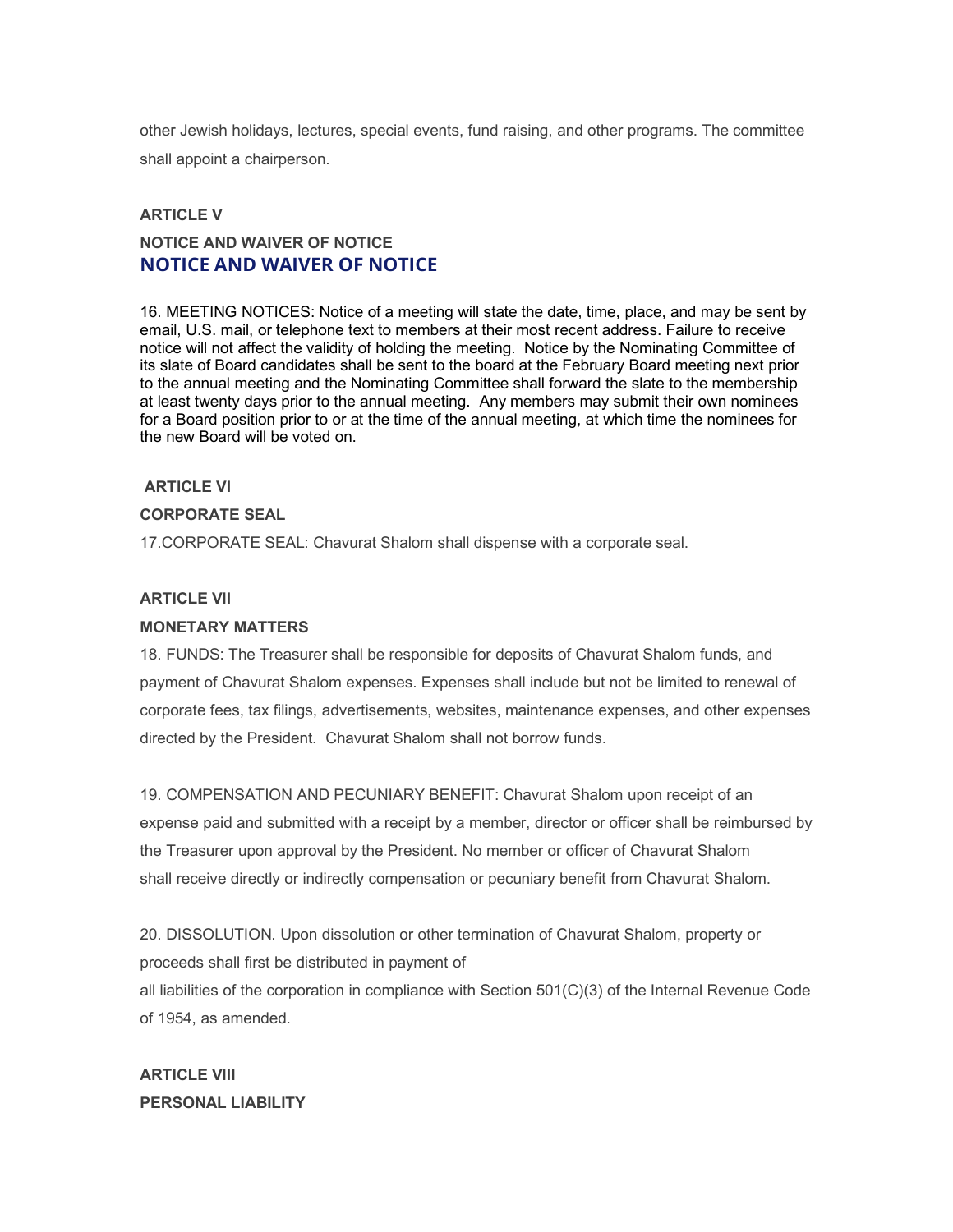other Jewish holidays, lectures, special events, fund raising, and other programs. The committee shall appoint a chairperson.

## ARTICLE V

## NOTICE AND WAIVER OF NOTICE

## NOTICE AND WAIVER OF NOTICE

16. MEETING NOTICES: Notice of a meeting will state the date, time, place, and may be sent by email, U.S. mail, or telephone text to members at their most recent address. Failure to receive notice will not affect the validity of holding the meeting. Notice by the Nominating Committee of its slate of Board candidates shall be sent to the board at the February Board meeting next prior to the annual meeting and the Nominating Committee shall forward the slate to the membership at least twenty days prior to the annual meeting. Any members may submit their own nominees for a Board position prior to or at the time of the annual meeting, at which time the nominees for the new Board will be voted on.

## ARTICLE VI

## CORPORATE SEAL

17.CORPORATE SEAL: Chavurat Shalom shall dispense with a corporate seal.

## ARTICLE VII

## MONETARY MATTERS

18. FUNDS: The Treasurer shall be responsible for deposits of Chavurat Shalom funds, and payment of Chavurat Shalom expenses. Expenses shall include but not be limited to renewal of corporate fees, tax filings, advertisements, websites, maintenance expenses, and other expenses directed by the President. Chavurat Shalom shall not borrow funds.

19. COMPENSATION AND PECUNIARY BENEFIT: Chavurat Shalom upon receipt of an expense paid and submitted with a receipt by a member, director or officer shall be reimbursed by the Treasurer upon approval by the President. No member or officer of Chavurat Shalom shall receive directly or indirectly compensation or pecuniary benefit from Chavurat Shalom.

20. DISSOLUTION. Upon dissolution or other termination of Chavurat Shalom, property or proceeds shall first be distributed in payment of all liabilities of the corporation in compliance with Section 501(C)(3) of the Internal Revenue Code of 1954, as amended.

## ARTICLE VIII

## PERSONAL LIABILITY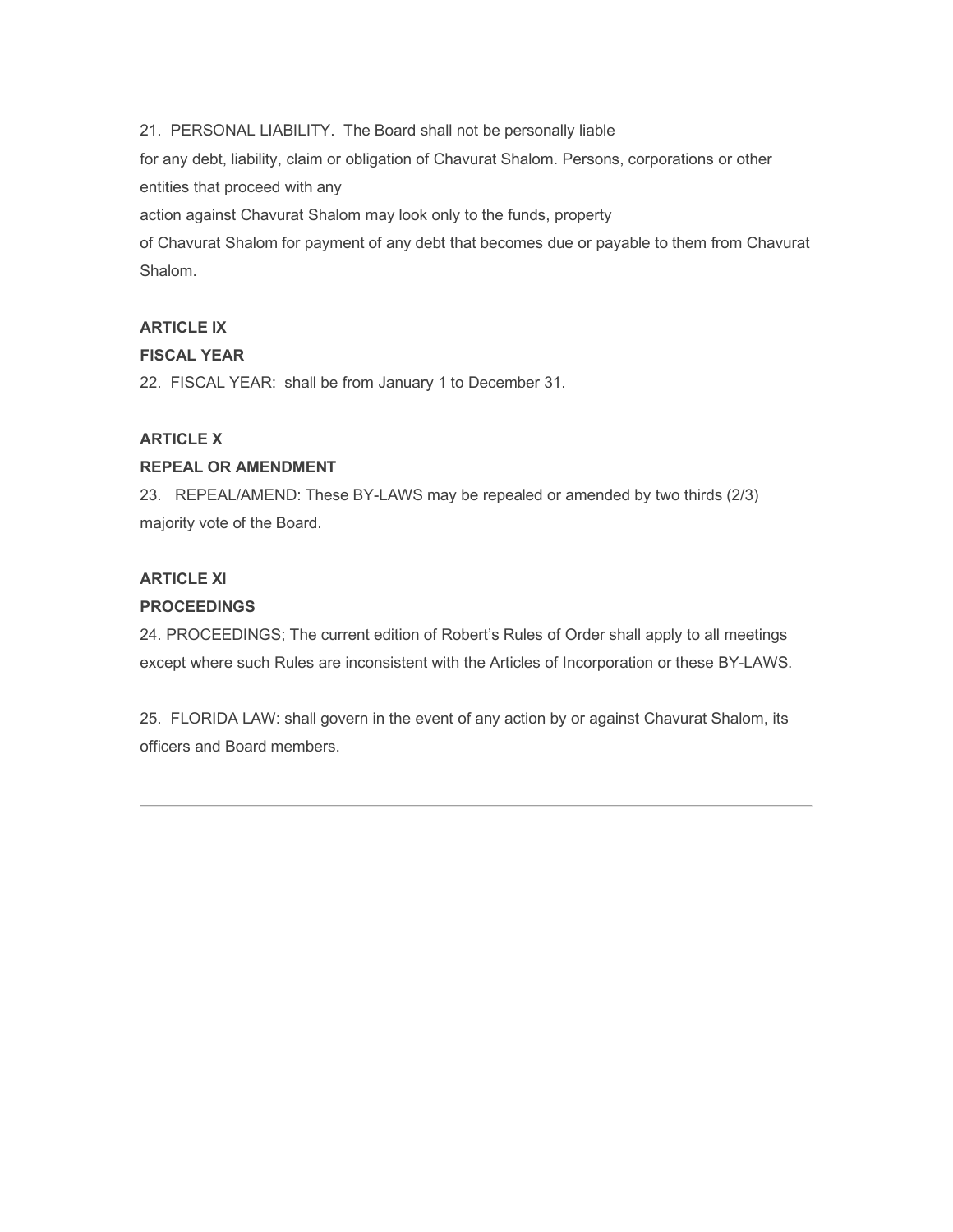21. PERSONAL LIABILITY. The Board shall not be personally liable for any debt, liability, claim or obligation of Chavurat Shalom. Persons, corporations or other entities that proceed with any action against Chavurat Shalom may look only to the funds, property of Chavurat Shalom for payment of any debt that becomes due or payable to them from Chavurat Shalom.

**ARTICLE IX**

**FISCAL YEAR**

22. FISCAL YEAR: shall be from January 1 to December 31.

**ARTICLE X**

**REPEAL OR AMENDMENT**

23. REPEAL/AMEND: These BY-LAWS may be repealed or amended by two thirds (2/3) majority vote of the Board.

**ARTICLE XI**

**PROCEEDINGS**

24. PROCEEDINGS; The current edition of Robert's Rules of Order shall apply to all meetings except where such Rules are inconsistent with the Articles of Incorporation or these BY-LAWS.

25. FLORIDA LAW: shall govern in the event of any action by or against Chavurat Shalom, its officers and Board members.

---